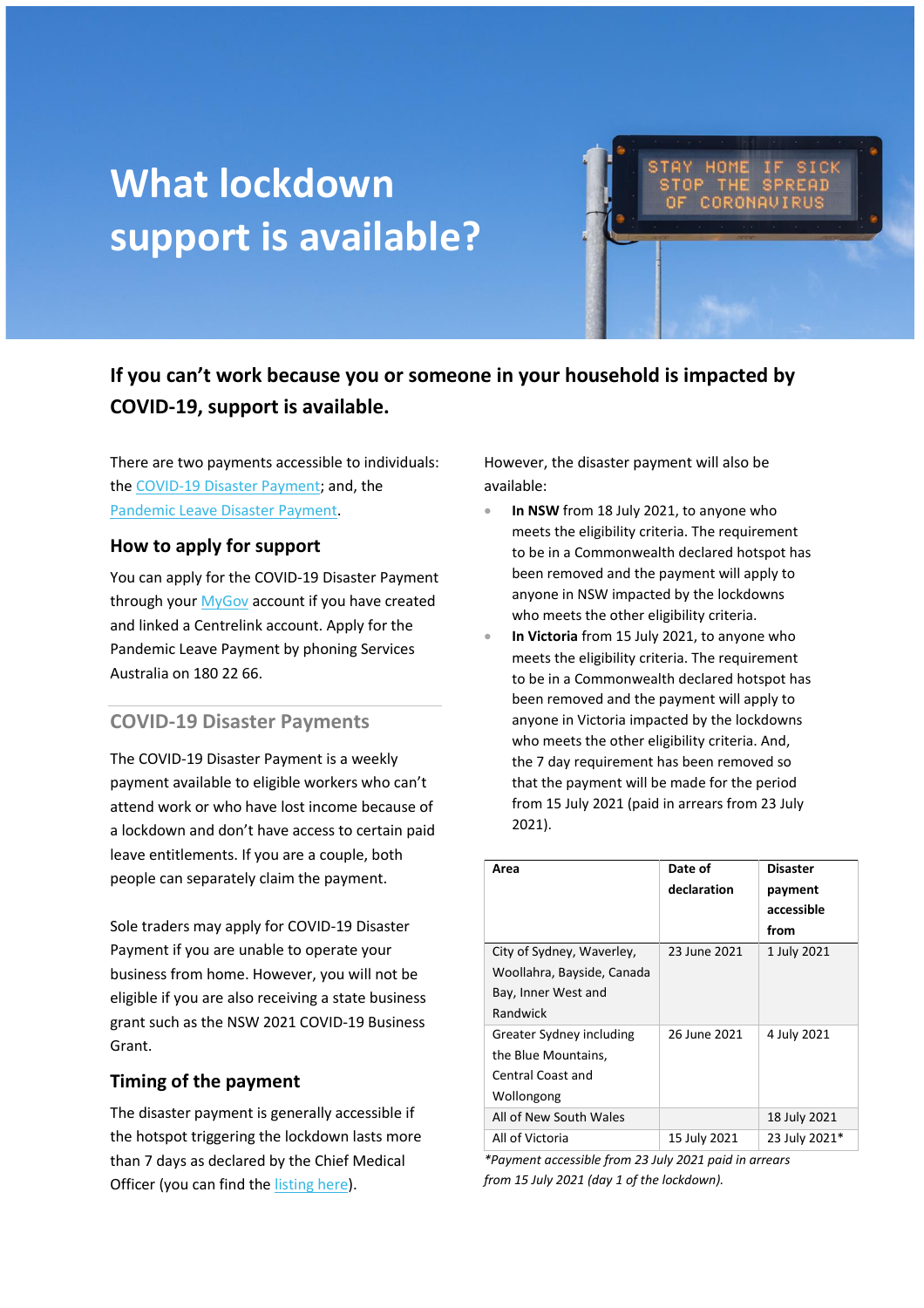# What lockdown support is available?

## If you can't work because you or someone in your household is impacted by COVID-19, support is available.

There are two payments accessible to individuals: the COVID-19 Disaster Payment; and, the Pandemic Leave Disaster Payment.

### How to apply for support

You can apply for the COVID-19 Disaster Payment through your MyGov account if you have created and linked a Centrelink account. Apply for the Pandemic Leave Payment by phoning Services Australia on 180 22 66.

### COVID-19 Disaster Payments

The COVID-19 Disaster Payment is a weekly payment available to eligible workers who can't attend work or who have lost income because of a lockdown and don't have access to certain paid leave entitlements. If you are a couple, both people can separately claim the payment.

Sole traders may apply for COVID-19 Disaster Payment if you are unable to operate your business from home. However, you will not be eligible if you are also receiving a state business grant such as the NSW 2021 COVID-19 Business Grant.

### Timing of the payment

The disaster payment is generally accessible if the hotspot triggering the lockdown lasts more than 7 days as declared by the Chief Medical Officer (you can find the listing here).

However, the disaster payment will also be available:

- **In NSW** from 18 July 2021, to anyone who meets the eligibility criteria. The requirement to be in a Commonwealth declared hotspot has been removed and the payment will apply to anyone in NSW impacted by the lockdowns who meets the other eligibility criteria.
- **In Victoria** from 15 July 2021, to anyone who meets the eligibility criteria. The requirement to be in a Commonwealth declared hotspot has been removed and the payment will apply to anyone in Victoria impacted by the lockdowns who meets the other eligibility criteria. And, the 7 day requirement has been removed so that the payment will be made for the period from 15 July 2021 (paid in arrears from 23 July 2021).

| Area | Date of declaration | Disaster payment accessible from |
|---|---|---|
| City of Sydney, Waverley, Woollahra, Bayside, Canada Bay, Inner West and Randwick | 23 June 2021 | 1 July 2021 |
| Greater Sydney including the Blue Mountains, Central Coast and Wollongong | 26 June 2021 | 4 July 2021 |
| All of New South Wales | | 18 July 2021 |
| All of Victoria | 15 July 2021 | 23 July 2021* |

*Payment accessible from 23 July 2021 paid in arrears from 15 July 2021 (day 1 of the lockdown).*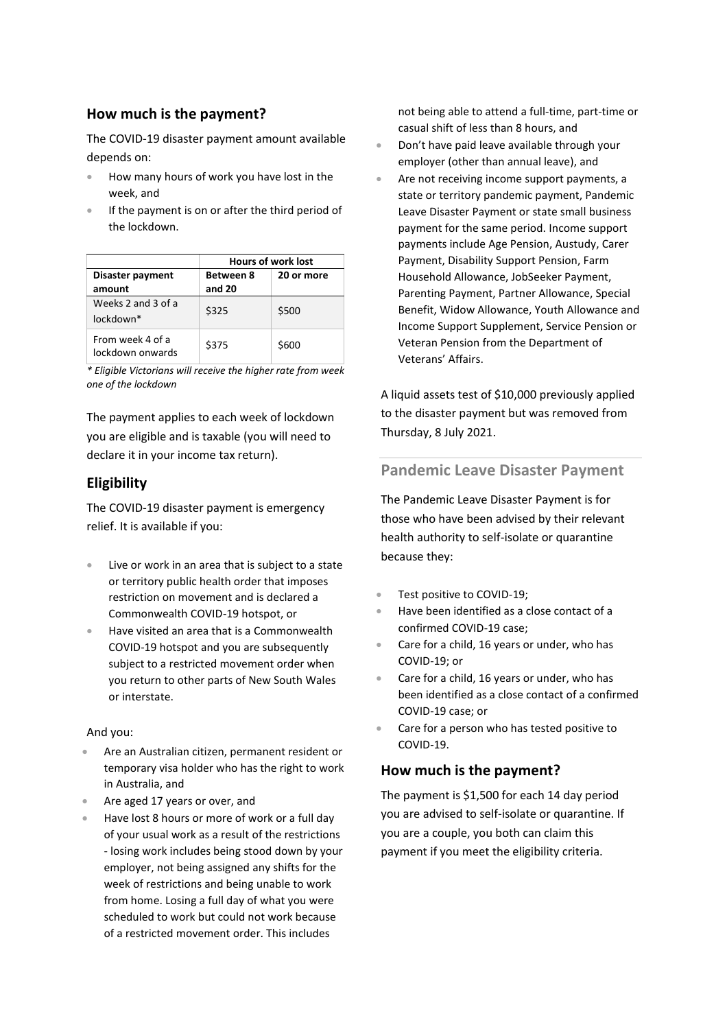## How much is the payment?

The COVID-19 disaster payment amount available depends on:

- How many hours of work you have lost in the week, and
- If the payment is on or after the third period of the lockdown.

| | Hours of work lost | |
|---|---|---|
| **Disaster payment amount** | **Between 8 and 20** | **20 or more** |
| Weeks 2 and 3 of a lockdown* | \$325 | \$500 |
| From week 4 of a lockdown onwards | \$375 | \$600 |

*\* Eligible Victorians will receive the higher rate from week one of the lockdown*

The payment applies to each week of lockdown you are eligible and is taxable (you will need to declare it in your income tax return).

## Eligibility

The COVID-19 disaster payment is emergency relief. It is available if you:

- Live or work in an area that is subject to a state or territory public health order that imposes restriction on movement and is declared a Commonwealth COVID-19 hotspot, or
- Have visited an area that is a Commonwealth COVID-19 hotspot and you are subsequently subject to a restricted movement order when you return to other parts of New South Wales or interstate.

And you:

- Are an Australian citizen, permanent resident or temporary visa holder who has the right to work in Australia, and
- Are aged 17 years or over, and
- Have lost 8 hours or more of work or a full day of your usual work as a result of the restrictions - losing work includes being stood down by your employer, not being assigned any shifts for the week of restrictions and being unable to work from home. Losing a full day of what you were scheduled to work but could not work because of a restricted movement order. This includes not being able to attend a full-time, part-time or casual shift of less than 8 hours, and
- Don't have paid leave available through your employer (other than annual leave), and
- Are not receiving income support payments, a state or territory pandemic payment, Pandemic Leave Disaster Payment or state small business payment for the same period. Income support payments include Age Pension, Austudy, Carer Payment, Disability Support Pension, Farm Household Allowance, JobSeeker Payment, Parenting Payment, Partner Allowance, Special Benefit, Widow Allowance, Youth Allowance and Income Support Supplement, Service Pension or Veteran Pension from the Department of Veterans' Affairs.

A liquid assets test of \$10,000 previously applied to the disaster payment but was removed from Thursday, 8 July 2021.

## Pandemic Leave Disaster Payment

The Pandemic Leave Disaster Payment is for those who have been advised by their relevant health authority to self-isolate or quarantine because they:

- Test positive to COVID-19;
- Have been identified as a close contact of a confirmed COVID-19 case;
- Care for a child, 16 years or under, who has COVID-19; or
- Care for a child, 16 years or under, who has been identified as a close contact of a confirmed COVID-19 case; or
- Care for a person who has tested positive to COVID-19.

## How much is the payment?

The payment is \$1,500 for each 14 day period you are advised to self-isolate or quarantine. If you are a couple, you both can claim this payment if you meet the eligibility criteria.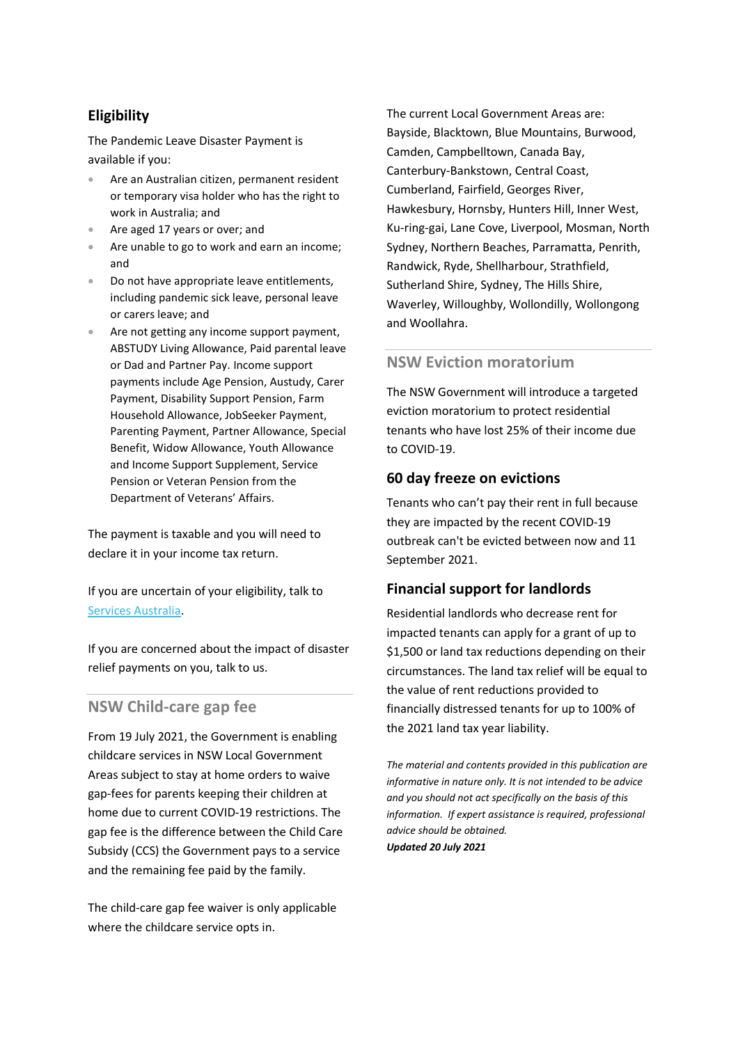## Eligibility

The Pandemic Leave Disaster Payment is available if you:

- Are an Australian citizen, permanent resident or temporary visa holder who has the right to work in Australia; and
- Are aged 17 years or over; and
- Are unable to go to work and earn an income; and
- Do not have appropriate leave entitlements, including pandemic sick leave, personal leave or carers leave; and
- Are not getting any income support payment, ABSTUDY Living Allowance, Paid parental leave or Dad and Partner Pay. Income support payments include Age Pension, Austudy, Carer Payment, Disability Support Pension, Farm Household Allowance, JobSeeker Payment, Parenting Payment, Partner Allowance, Special Benefit, Widow Allowance, Youth Allowance and Income Support Supplement, Service Pension or Veteran Pension from the Department of Veterans' Affairs.

The payment is taxable and you will need to declare it in your income tax return.

If you are uncertain of your eligibility, talk to [Services Australia](Services Australia).

If you are concerned about the impact of disaster relief payments on you, talk to us.

## NSW Child-care gap fee

From 19 July 2021, the Government is enabling childcare services in NSW Local Government Areas subject to stay at home orders to waive gap-fees for parents keeping their children at home due to current COVID-19 restrictions. The gap fee is the difference between the Child Care Subsidy (CCS) the Government pays to a service and the remaining fee paid by the family.

The child-care gap fee waiver is only applicable where the childcare service opts in.

The current Local Government Areas are: Bayside, Blacktown, Blue Mountains, Burwood, Camden, Campbelltown, Canada Bay, Canterbury-Bankstown, Central Coast, Cumberland, Fairfield, Georges River, Hawkesbury, Hornsby, Hunters Hill, Inner West, Ku-ring-gai, Lane Cove, Liverpool, Mosman, North Sydney, Northern Beaches, Parramatta, Penrith, Randwick, Ryde, Shellharbour, Strathfield, Sutherland Shire, Sydney, The Hills Shire, Waverley, Willoughby, Wollondilly, Wollongong and Woollahra.

## NSW Eviction moratorium

The NSW Government will introduce a targeted eviction moratorium to protect residential tenants who have lost 25% of their income due to COVID-19.

### 60 day freeze on evictions

Tenants who can't pay their rent in full because they are impacted by the recent COVID-19 outbreak can't be evicted between now and 11 September 2021.

### Financial support for landlords

Residential landlords who decrease rent for impacted tenants can apply for a grant of up to $1,500 or land tax reductions depending on their circumstances. The land tax relief will be equal to the value of rent reductions provided to financially distressed tenants for up to 100% of the 2021 land tax year liability.

*The material and contents provided in this publication are informative in nature only. It is not intended to be advice and you should not act specifically on the basis of this information. If expert assistance is required, professional advice should be obtained.*

***Updated 20 July 2021***